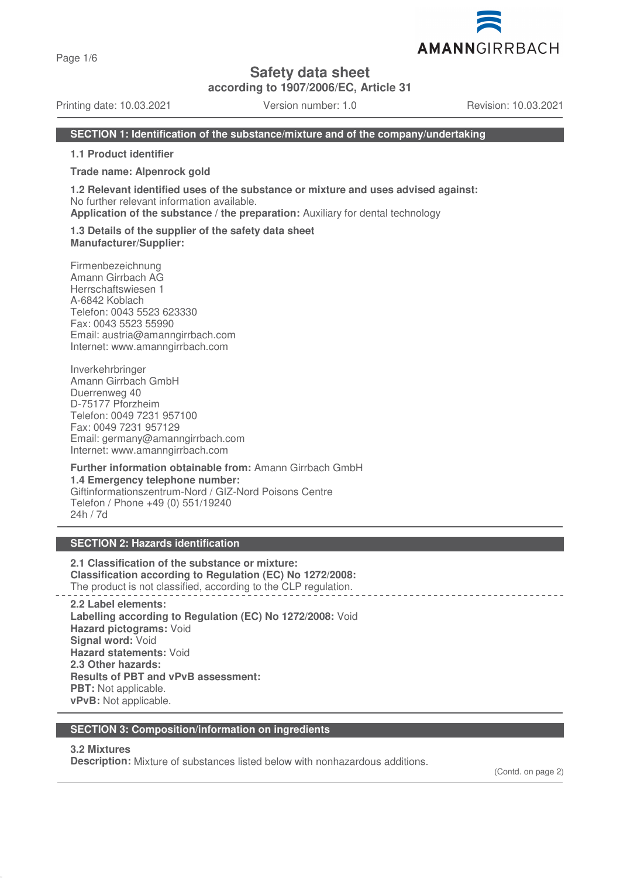# Safety data sheet

**according to 1907/2006/EC, Article 31**

Printing date: 10.03.2021 Version number: 1.0 Revision: 10.03.2021

## SECTION 1: Identification of the substance/mixture and of the company/undertaking

**1.1 Product identifier**

**Trade name: Alpenrock gold**

**1.2 Relevant identified uses of the substance or mixture and uses advised against:**
No further relevant information available.
**Application of the substance / the preparation:** Auxiliary for dental technology

**1.3 Details of the supplier of the safety data sheet**
**Manufacturer/Supplier:**

Firmenbezeichnung
Amann Girrbach AG
Herrschaftswiesen 1
A-6842 Koblach
Telefon: 0043 5523 623330
Fax: 0043 5523 55990
Email: austria@amanngirrbach.com
Internet: www.amanngirrbach.com

Inverkehrbringer
Amann Girrbach GmbH
Duerrenweg 40
D-75177 Pforzheim
Telefon: 0049 7231 957100
Fax: 0049 7231 957129
Email: germany@amanngirrbach.com
Internet: www.amanngirrbach.com

**Further information obtainable from:** Amann Girrbach GmbH
**1.4 Emergency telephone number:**
Giftinformationszentrum-Nord / GIZ-Nord Poisons Centre
Telefon / Phone +49 (0) 551/19240
24h / 7d

## SECTION 2: Hazards identification

**2.1 Classification of the substance or mixture:**
**Classification according to Regulation (EC) No 1272/2008:**
The product is not classified, according to the CLP regulation.

**2.2 Label elements:**
**Labelling according to Regulation (EC) No 1272/2008:** Void
**Hazard pictograms:** Void
**Signal word:** Void
**Hazard statements:** Void
**2.3 Other hazards:**
**Results of PBT and vPvB assessment:**
**PBT:** Not applicable.
**vPvB:** Not applicable.

## SECTION 3: Composition/information on ingredients

**3.2 Mixtures**
**Description:** Mixture of substances listed below with nonhazardous additions.

(Contd. on page 2)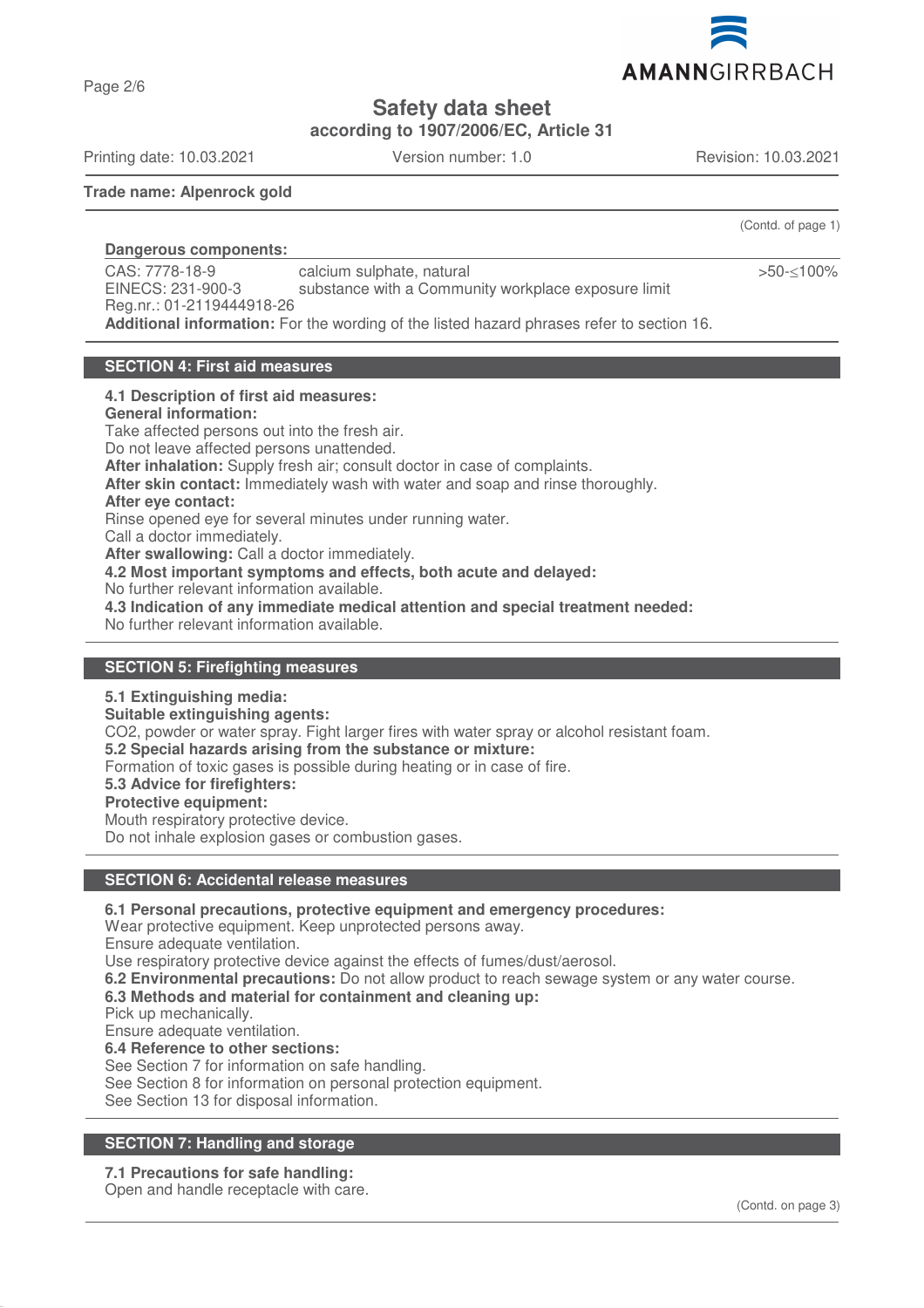**Trade name: Alpenrock gold**

(Contd. of page 1)

**Dangerous components:**

| | | |
|---|---|---|
| CAS: 7778-18-9<br>EINECS: 231-900-3<br>Reg.nr.: 01-2119444918-26 | calcium sulphate, natural<br>substance with a Community workplace exposure limit | >50-≤100% |

**Additional information:** For the wording of the listed hazard phrases refer to section 16.

## SECTION 4: First aid measures

**4.1 Description of first aid measures:**
**General information:**
Take affected persons out into the fresh air.
Do not leave affected persons unattended.
**After inhalation:** Supply fresh air; consult doctor in case of complaints.
**After skin contact:** Immediately wash with water and soap and rinse thoroughly.
**After eye contact:**
Rinse opened eye for several minutes under running water.
Call a doctor immediately.
**After swallowing:** Call a doctor immediately.
**4.2 Most important symptoms and effects, both acute and delayed:**
No further relevant information available.
**4.3 Indication of any immediate medical attention and special treatment needed:**
No further relevant information available.

## SECTION 5: Firefighting measures

**5.1 Extinguishing media:**
**Suitable extinguishing agents:**
$CO_2$, powder or water spray. Fight larger fires with water spray or alcohol resistant foam.
**5.2 Special hazards arising from the substance or mixture:**
Formation of toxic gases is possible during heating or in case of fire.
**5.3 Advice for firefighters:**
**Protective equipment:**
Mouth respiratory protective device.
Do not inhale explosion gases or combustion gases.

## SECTION 6: Accidental release measures

**6.1 Personal precautions, protective equipment and emergency procedures:**
Wear protective equipment. Keep unprotected persons away.
Ensure adequate ventilation.
Use respiratory protective device against the effects of fumes/dust/aerosol.
**6.2 Environmental precautions:** Do not allow product to reach sewage system or any water course.
**6.3 Methods and material for containment and cleaning up:**
Pick up mechanically.
Ensure adequate ventilation.
**6.4 Reference to other sections:**
See Section 7 for information on safe handling.
See Section 8 for information on personal protection equipment.
See Section 13 for disposal information.

## SECTION 7: Handling and storage

**7.1 Precautions for safe handling:**
Open and handle receptacle with care.

(Contd. on page 3)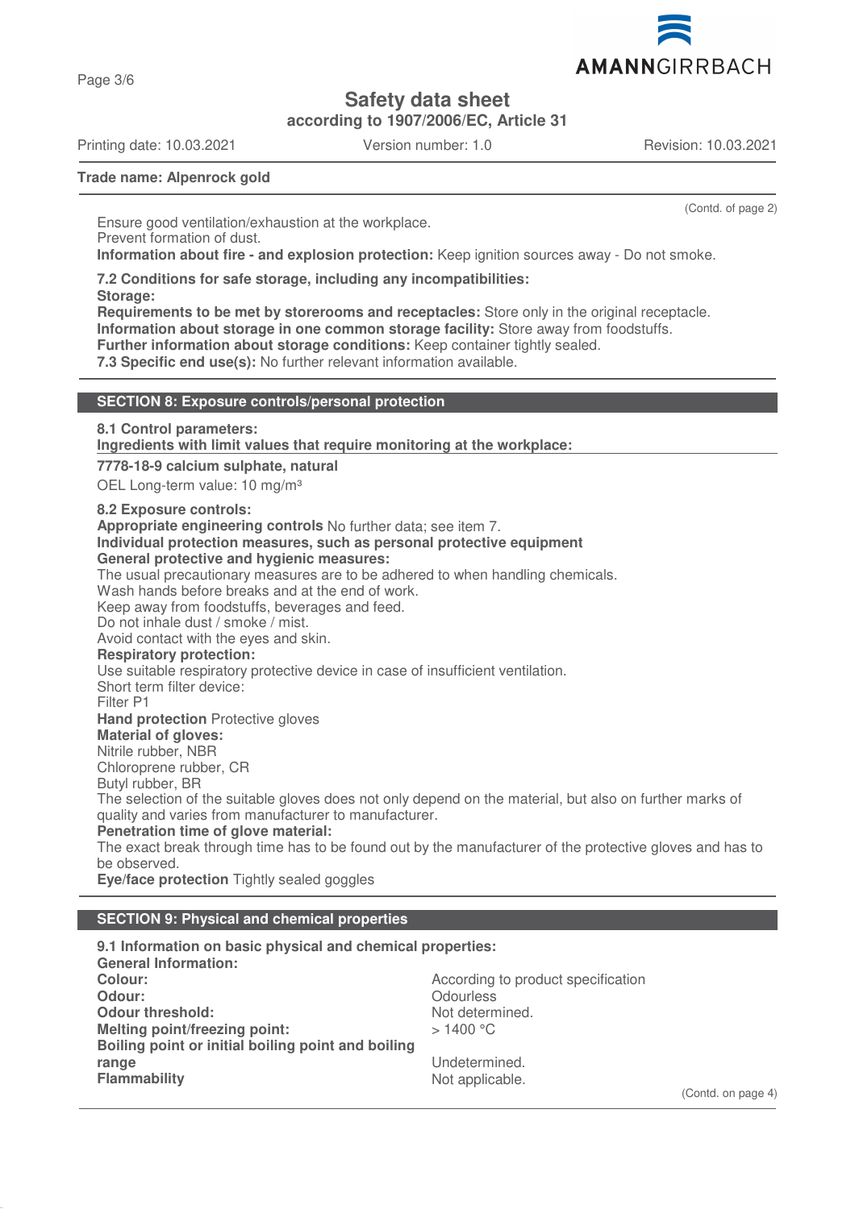Trade name: Alpenrock gold

(Contd. of page 2)

Ensure good ventilation/exhaustion at the workplace.
Prevent formation of dust.
**Information about fire - and explosion protection:** Keep ignition sources away - Do not smoke.

**7.2 Conditions for safe storage, including any incompatibilities:**
**Storage:**
**Requirements to be met by storerooms and receptacles:** Store only in the original receptacle.
**Information about storage in one common storage facility:** Store away from foodstuffs.
**Further information about storage conditions:** Keep container tightly sealed.
**7.3 Specific end use(s):** No further relevant information available.

## SECTION 8: Exposure controls/personal protection

**8.1 Control parameters:**
**Ingredients with limit values that require monitoring at the workplace:**

**7778-18-9 calcium sulphate, natural**
OEL Long-term value: 10 mg/m³

**8.2 Exposure controls:**
**Appropriate engineering controls** No further data; see item 7.
**Individual protection measures, such as personal protective equipment**
**General protective and hygienic measures:**
The usual precautionary measures are to be adhered to when handling chemicals.
Wash hands before breaks and at the end of work.
Keep away from foodstuffs, beverages and feed.
Do not inhale dust / smoke / mist.
Avoid contact with the eyes and skin.
**Respiratory protection:**
Use suitable respiratory protective device in case of insufficient ventilation.
Short term filter device:
Filter P1
**Hand protection** Protective gloves
**Material of gloves:**
Nitrile rubber, NBR
Chloroprene rubber, CR
Butyl rubber, BR
The selection of the suitable gloves does not only depend on the material, but also on further marks of quality and varies from manufacturer to manufacturer.
**Penetration time of glove material:**
The exact break through time has to be found out by the manufacturer of the protective gloves and has to be observed.
**Eye/face protection** Tightly sealed goggles

## SECTION 9: Physical and chemical properties

**9.1 Information on basic physical and chemical properties:**
**General Information:**

| | |
|---|---|
| **Colour:** | According to product specification |
| **Odour:** | Odourless |
| **Odour threshold:** | Not determined. |
| **Melting point/freezing point:** | > 1400 °C |
| **Boiling point or initial boiling point and boiling range** | Undetermined. |
| **Flammability** | Not applicable. |

(Contd. on page 4)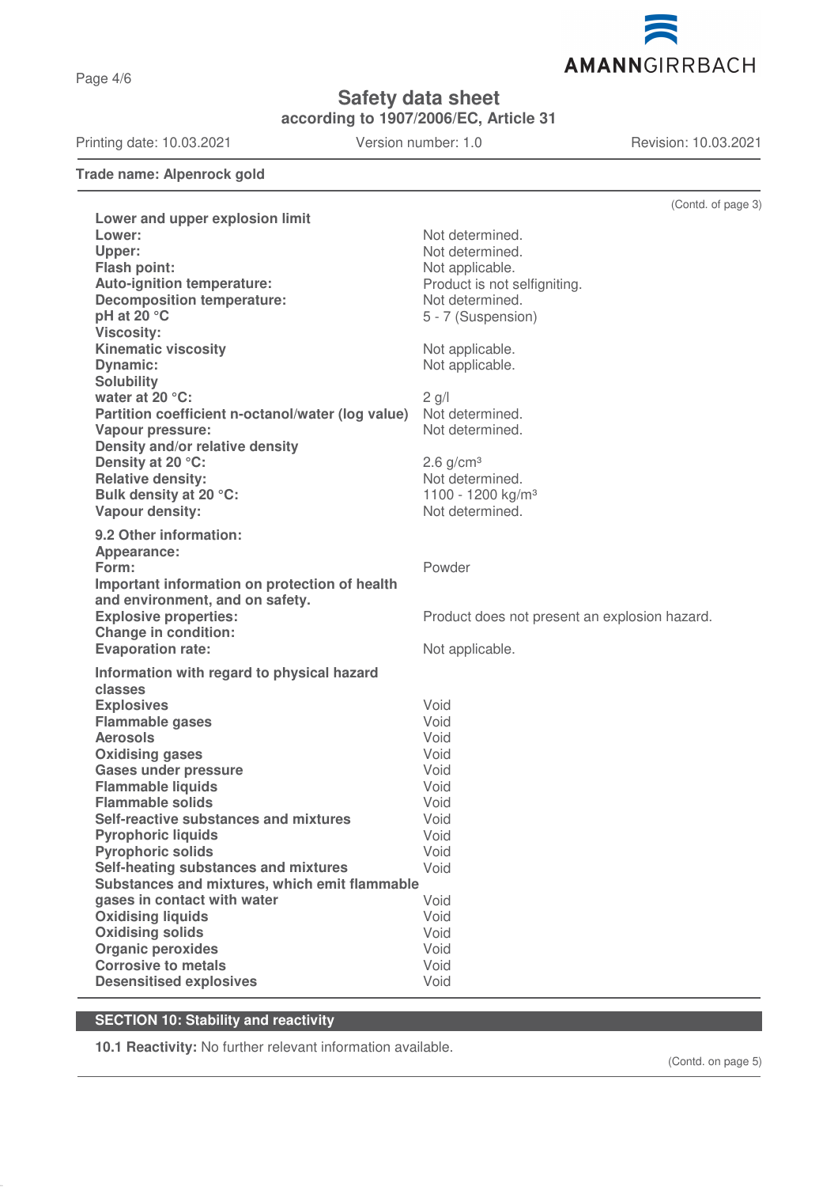Trade name: Alpenrock gold

(Contd. of page 3)

| | |
|---|---|
| **Lower and upper explosion limit** | |
| **Lower:** | Not determined. |
| **Upper:** | Not determined. |
| **Flash point:** | Not applicable. |
| **Auto-ignition temperature:** | Product is not selfigniting. |
| **Decomposition temperature:** | Not determined. |
| **pH at 20 °C** | 5 - 7 (Suspension) |
| **Viscosity:** | |
| **Kinematic viscosity** | Not applicable. |
| **Dynamic:** | Not applicable. |
| **Solubility** | |
| **water at 20 °C:** | 2 g/l |
| **Partition coefficient n-octanol/water (log value)** | Not determined. |
| **Vapour pressure:** | Not determined. |
| **Density and/or relative density** | |
| **Density at 20 °C:** | 2.6 g/cm³ |
| **Relative density:** | Not determined. |
| **Bulk density at 20 °C:** | 1100 - 1200 kg/m³ |
| **Vapour density:** | Not determined. |

**9.2 Other information:**

| | |
|---|---|
| **Appearance:** | |
| **Form:** | Powder |
| **Important information on protection of health and environment, and on safety.** | |
| **Explosive properties:** | Product does not present an explosion hazard. |
| **Change in condition:** | |
| **Evaporation rate:** | Not applicable. |

**Information with regard to physical hazard classes**

| | |
|---|---|
| **Explosives** | Void |
| **Flammable gases** | Void |
| **Aerosols** | Void |
| **Oxidising gases** | Void |
| **Gases under pressure** | Void |
| **Flammable liquids** | Void |
| **Flammable solids** | Void |
| **Self-reactive substances and mixtures** | Void |
| **Pyrophoric liquids** | Void |
| **Pyrophoric solids** | Void |
| **Self-heating substances and mixtures** | Void |
| **Substances and mixtures, which emit flammable gases in contact with water** | Void |
| **Oxidising liquids** | Void |
| **Oxidising solids** | Void |
| **Organic peroxides** | Void |
| **Corrosive to metals** | Void |
| **Desensitised explosives** | Void |

## SECTION 10: Stability and reactivity

**10.1 Reactivity:** No further relevant information available.

(Contd. on page 5)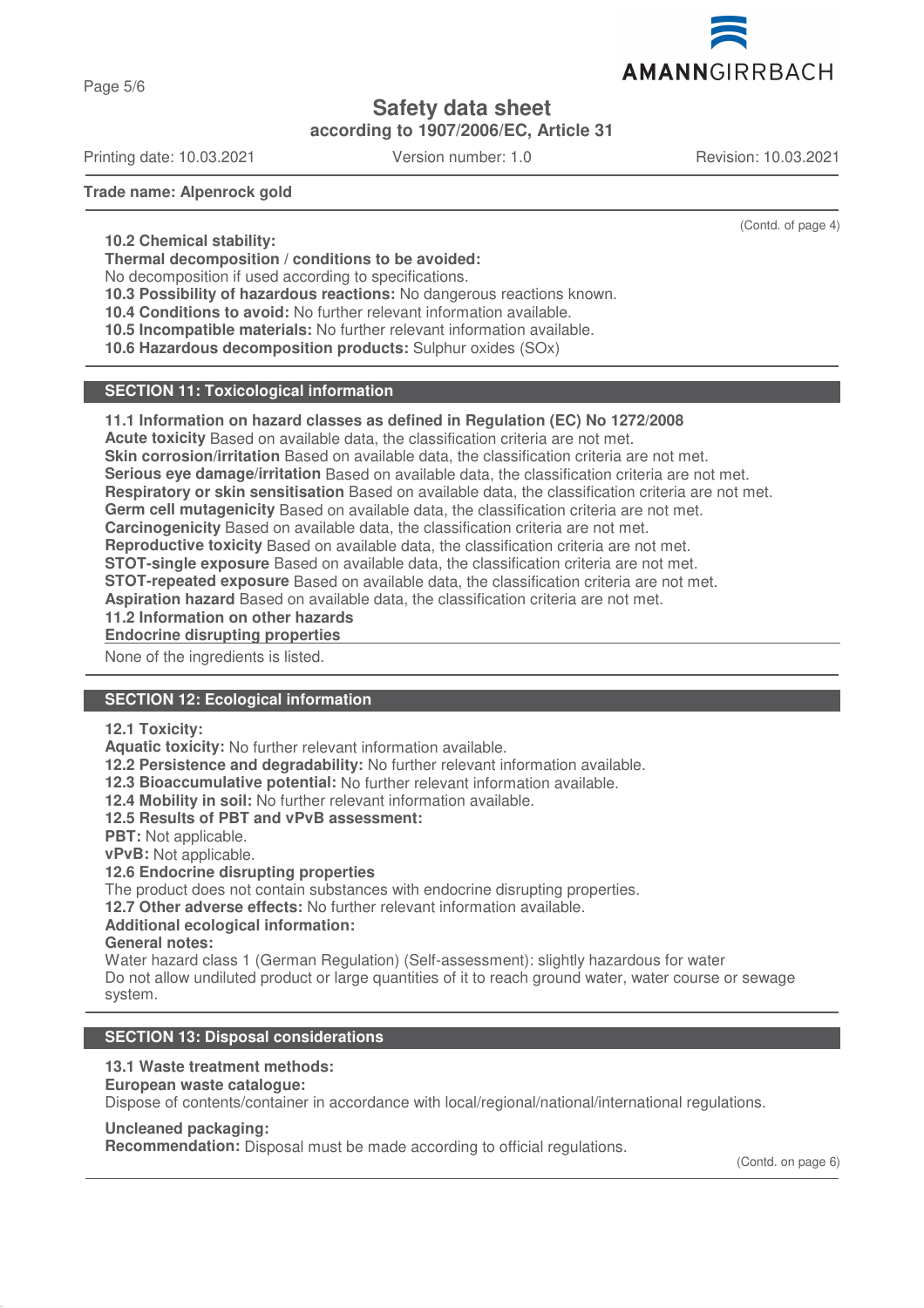Trade name: **Alpenrock gold**

(Contd. of page 4)

**10.2 Chemical stability:**
**Thermal decomposition / conditions to be avoided:**
No decomposition if used according to specifications.
**10.3 Possibility of hazardous reactions:** No dangerous reactions known.
**10.4 Conditions to avoid:** No further relevant information available.
**10.5 Incompatible materials:** No further relevant information available.
**10.6 Hazardous decomposition products:** Sulphur oxides (SOx)

## SECTION 11: Toxicological information

**11.1 Information on hazard classes as defined in Regulation (EC) No 1272/2008**
**Acute toxicity** Based on available data, the classification criteria are not met.
**Skin corrosion/irritation** Based on available data, the classification criteria are not met.
**Serious eye damage/irritation** Based on available data, the classification criteria are not met.
**Respiratory or skin sensitisation** Based on available data, the classification criteria are not met.
**Germ cell mutagenicity** Based on available data, the classification criteria are not met.
**Carcinogenicity** Based on available data, the classification criteria are not met.
**Reproductive toxicity** Based on available data, the classification criteria are not met.
**STOT-single exposure** Based on available data, the classification criteria are not met.
**STOT-repeated exposure** Based on available data, the classification criteria are not met.
**Aspiration hazard** Based on available data, the classification criteria are not met.
**11.2 Information on other hazards**
**Endocrine disrupting properties**

None of the ingredients is listed.

## SECTION 12: Ecological information

**12.1 Toxicity:**
**Aquatic toxicity:** No further relevant information available.
**12.2 Persistence and degradability:** No further relevant information available.
**12.3 Bioaccumulative potential:** No further relevant information available.
**12.4 Mobility in soil:** No further relevant information available.
**12.5 Results of PBT and vPvB assessment:**
**PBT:** Not applicable.
**vPvB:** Not applicable.
**12.6 Endocrine disrupting properties**
The product does not contain substances with endocrine disrupting properties.
**12.7 Other adverse effects:** No further relevant information available.
**Additional ecological information:**
**General notes:**
Water hazard class 1 (German Regulation) (Self-assessment): slightly hazardous for water
Do not allow undiluted product or large quantities of it to reach ground water, water course or sewage system.

## SECTION 13: Disposal considerations

**13.1 Waste treatment methods:**
**European waste catalogue:**
Dispose of contents/container in accordance with local/regional/national/international regulations.

**Uncleaned packaging:**
**Recommendation:** Disposal must be made according to official regulations.

(Contd. on page 6)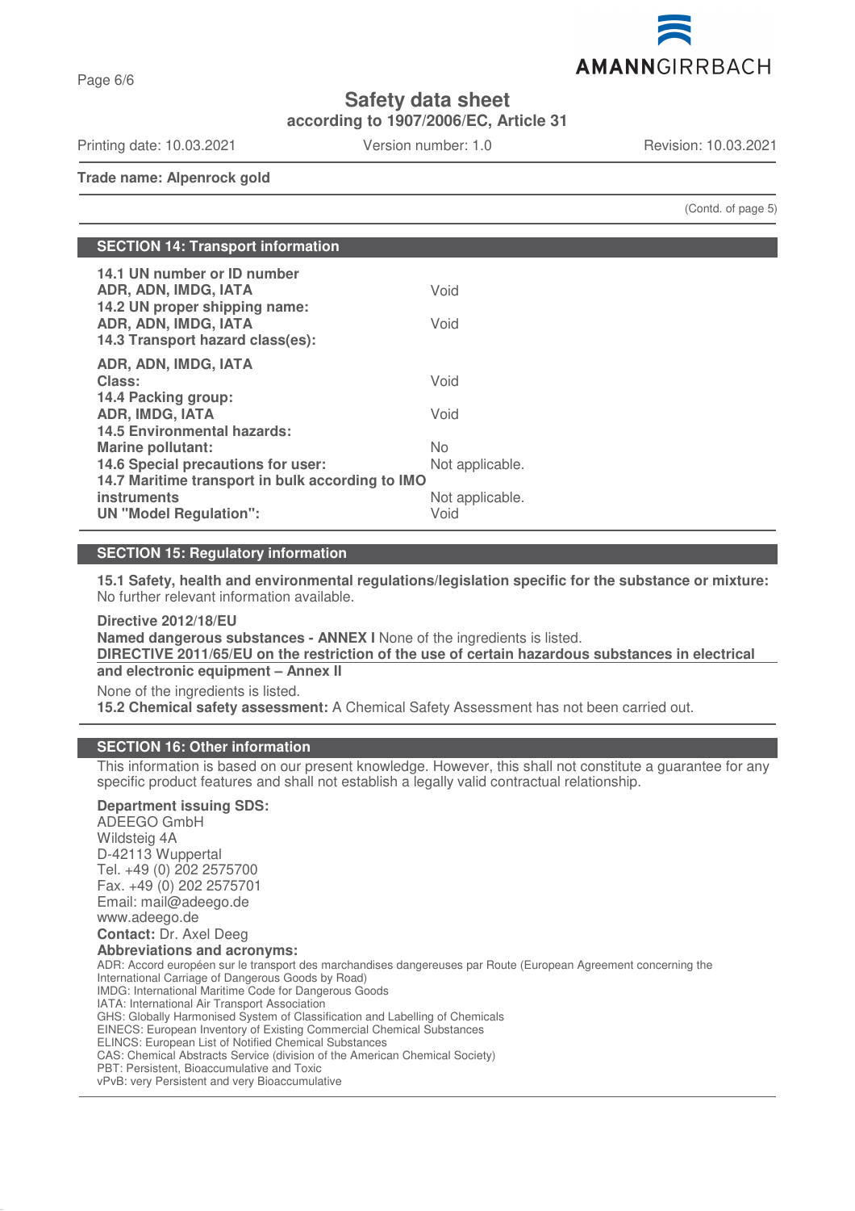Trade name: Alpenrock gold

(Contd. of page 5)

## SECTION 14: Transport information

| | |
|---|---|
| **14.1 UN number or ID number** | |
| **ADR, ADN, IMDG, IATA** | Void |
| **14.2 UN proper shipping name:** | |
| **ADR, ADN, IMDG, IATA** | Void |
| **14.3 Transport hazard class(es):** | |
| **ADR, ADN, IMDG, IATA** | |
| **Class:** | Void |
| **14.4 Packing group:** | |
| **ADR, IMDG, IATA** | Void |
| **14.5 Environmental hazards:** | |
| **Marine pollutant:** | No |
| **14.6 Special precautions for user:** | Not applicable. |
| **14.7 Maritime transport in bulk according to IMO instruments** | Not applicable. |
| **UN "Model Regulation":** | Void |

## SECTION 15: Regulatory information

**15.1 Safety, health and environmental regulations/legislation specific for the substance or mixture:** No further relevant information available.

**Directive 2012/18/EU**
**Named dangerous substances - ANNEX I** None of the ingredients is listed.
**DIRECTIVE 2011/65/EU on the restriction of the use of certain hazardous substances in electrical and electronic equipment – Annex II**

None of the ingredients is listed.
**15.2 Chemical safety assessment:** A Chemical Safety Assessment has not been carried out.

## SECTION 16: Other information

This information is based on our present knowledge. However, this shall not constitute a guarantee for any specific product features and shall not establish a legally valid contractual relationship.

**Department issuing SDS:**
ADEEGO GmbH
Wildsteig 4A
D-42113 Wuppertal
Tel. +49 (0) 202 2575700
Fax. +49 (0) 202 2575701
Email: mail@adeego.de
www.adeego.de
**Contact:** Dr. Axel Deeg
**Abbreviations and acronyms:**
ADR: Accord européen sur le transport des marchandises dangereuses par Route (European Agreement concerning the International Carriage of Dangerous Goods by Road)
IMDG: International Maritime Code for Dangerous Goods
IATA: International Air Transport Association
GHS: Globally Harmonised System of Classification and Labelling of Chemicals
EINECS: European Inventory of Existing Commercial Chemical Substances
ELINCS: European List of Notified Chemical Substances
CAS: Chemical Abstracts Service (division of the American Chemical Society)
PBT: Persistent, Bioaccumulative and Toxic
vPvB: very Persistent and very Bioaccumulative